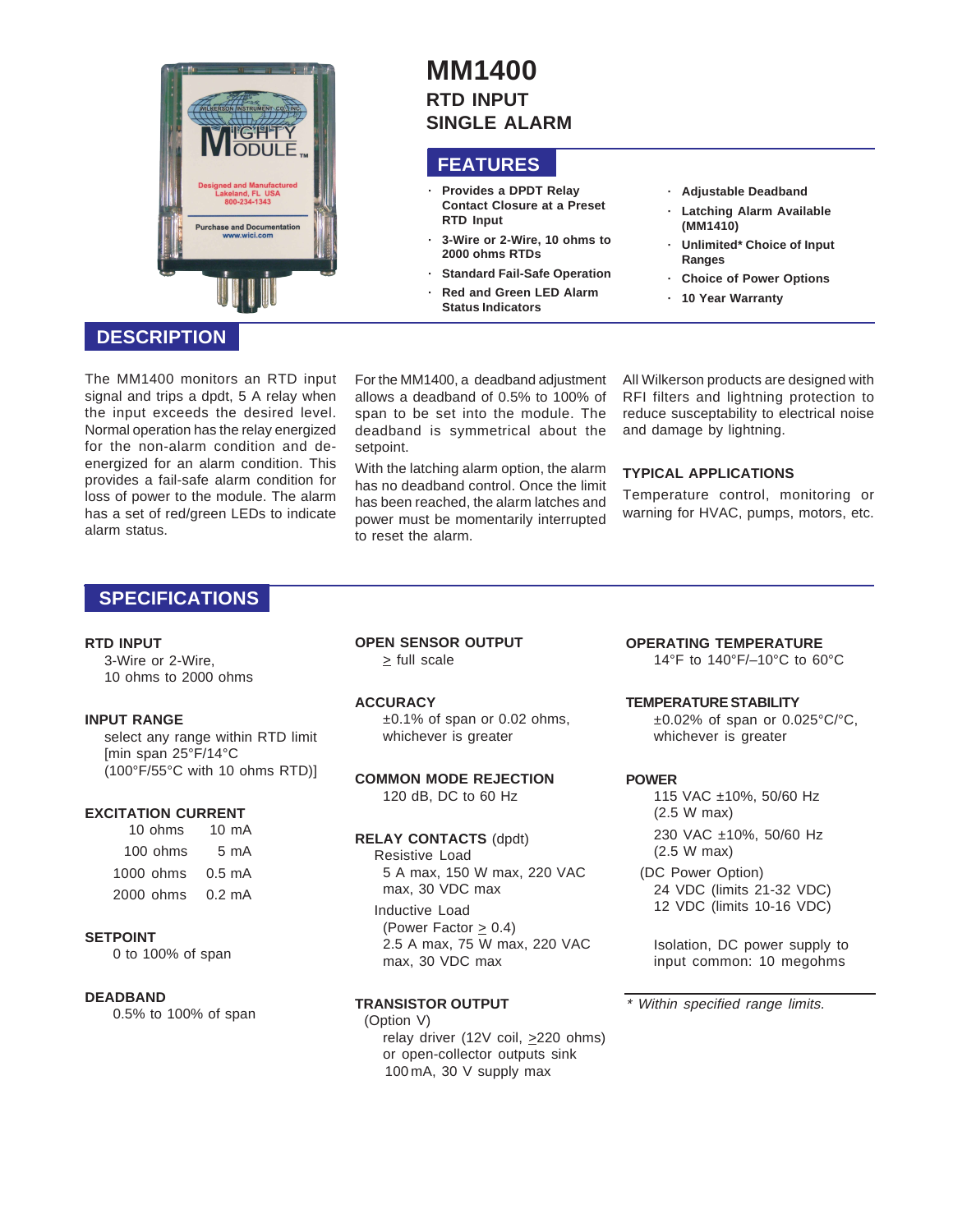# MM1400

## RTD INPUT
## SINGLE ALARM

## FEATURES

- Provides a DPDT Relay Contact Closure at a Preset RTD Input
- 3-Wire or 2-Wire, 10 ohms to 2000 ohms RTDs
- Standard Fail-Safe Operation
- Red and Green LED Alarm Status Indicators
- Adjustable Deadband
- Latching Alarm Available (MM1410)
- Unlimited* Choice of Input Ranges
- Choice of Power Options
- 10 Year Warranty

## DESCRIPTION

The MM1400 monitors an RTD input signal and trips a dpdt, 5 A relay when the input exceeds the desired level. Normal operation has the relay energized for the non-alarm condition and de-energized for an alarm condition. This provides a fail-safe alarm condition for loss of power to the module. The alarm has a set of red/green LEDs to indicate alarm status.

For the MM1400, a deadband adjustment allows a deadband of 0.5% to 100% of span to be set into the module. The deadband is symmetrical about the setpoint.

With the latching alarm option, the alarm has no deadband control. Once the limit has been reached, the alarm latches and power must be momentarily interrupted to reset the alarm.

All Wilkerson products are designed with RFI filters and lightning protection to reduce susceptability to electrical noise and damage by lightning.

### TYPICAL APPLICATIONS

Temperature control, monitoring or warning for HVAC, pumps, motors, etc.

## SPECIFICATIONS

**RTD INPUT**
3-Wire or 2-Wire,
10 ohms to 2000 ohms

**INPUT RANGE**
select any range within RTD limit
[min span 25°F/14°C
(100°F/55°C with 10 ohms RTD)]

**EXCITATION CURRENT**

| | |
|---|---|
| 10 ohms | 10 mA |
| 100 ohms | 5 mA |
| 1000 ohms | 0.5 mA |
| 2000 ohms | 0.2 mA |

**SETPOINT**
0 to 100% of span

**DEADBAND**
0.5% to 100% of span

**OPEN SENSOR OUTPUT**
≥ full scale

**ACCURACY**
±0.1% of span or 0.02 ohms, whichever is greater

**COMMON MODE REJECTION**
120 dB, DC to 60 Hz

**RELAY CONTACTS** (dpdt)
Resistive Load
5 A max, 150 W max, 220 VAC max, 30 VDC max
Inductive Load
(Power Factor ≥ 0.4)
2.5 A max, 75 W max, 220 VAC max, 30 VDC max

**TRANSISTOR OUTPUT**
(Option V)
relay driver (12V coil, ≥220 ohms) or open-collector outputs sink 100 mA, 30 V supply max

**OPERATING TEMPERATURE**
14°F to 140°F/–10°C to 60°C

**TEMPERATURE STABILITY**
±0.02% of span or 0.025°C/°C, whichever is greater

**POWER**
115 VAC ±10%, 50/60 Hz
(2.5 W max)
230 VAC ±10%, 50/60 Hz
(2.5 W max)
(DC Power Option)
24 VDC (limits 21-32 VDC)
12 VDC (limits 10-16 VDC)

Isolation, DC power supply to input common: 10 megohms

*\* Within specified range limits.*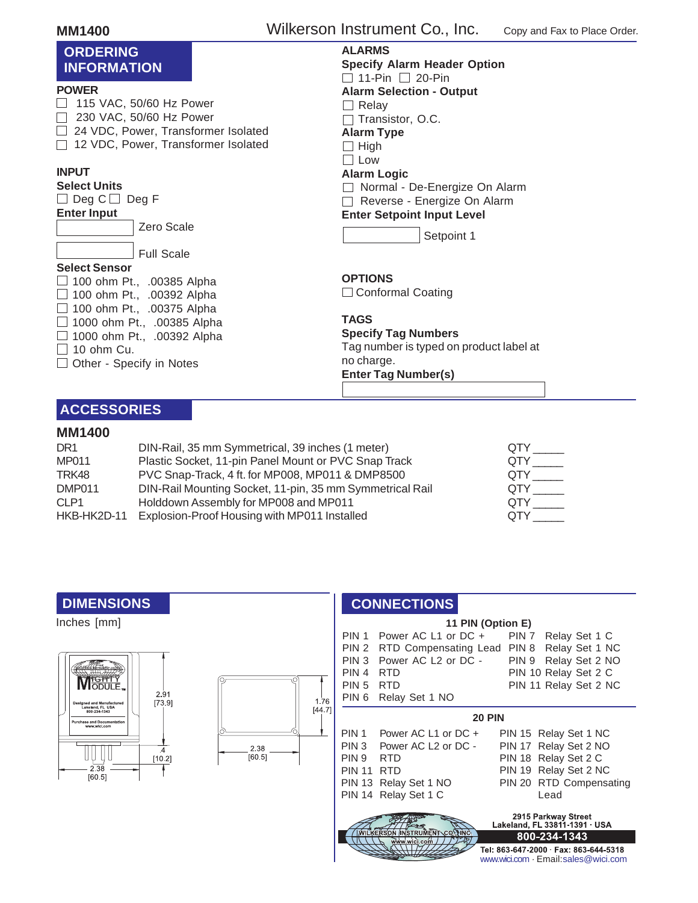MM1400 — Wilkerson Instrument Co., Inc. — Copy and Fax to Place Order.

## ORDERING INFORMATION

### POWER

- ☐ 115 VAC, 50/60 Hz Power
- ☐ 230 VAC, 50/60 Hz Power
- ☐ 24 VDC, Power, Transformer Isolated
- ☐ 12 VDC, Power, Transformer Isolated

### INPUT

**Select Units**

☐ Deg C ☐ Deg F

**Enter Input**

______ Zero Scale

______ Full Scale

**Select Sensor**

- ☐ 100 ohm Pt., .00385 Alpha
- ☐ 100 ohm Pt., .00392 Alpha
- ☐ 100 ohm Pt., .00375 Alpha
- ☐ 1000 ohm Pt., .00385 Alpha
- ☐ 1000 ohm Pt., .00392 Alpha
- ☐ 10 ohm Cu.
- ☐ Other - Specify in Notes

### ALARMS

**Specify Alarm Header Option**

☐ 11-Pin ☐ 20-Pin

**Alarm Selection - Output**

- ☐ Relay
- ☐ Transistor, O.C.

**Alarm Type**

- ☐ High
- ☐ Low

**Alarm Logic**

- ☐ Normal - De-Energize On Alarm
- ☐ Reverse - Energize On Alarm

**Enter Setpoint Input Level**

______ Setpoint 1

### OPTIONS

☐ Conformal Coating

### TAGS

**Specify Tag Numbers**

Tag number is typed on product label at no charge.

**Enter Tag Number(s)**

______

## ACCESSORIES

### MM1400

| | | |
|---|---|---|
| DR1 | DIN-Rail, 35 mm Symmetrical, 39 inches (1 meter) | QTY _____ |
| MP011 | Plastic Socket, 11-pin Panel Mount or PVC Snap Track | QTY _____ |
| TRK48 | PVC Snap-Track, 4 ft. for MP008, MP011 & DMP8500 | QTY _____ |
| DMP011 | DIN-Rail Mounting Socket, 11-pin, 35 mm Symmetrical Rail | QTY _____ |
| CLP1 | Holddown Assembly for MP008 and MP011 | QTY _____ |
| HKB-HK2D-11 | Explosion-Proof Housing with MP011 Installed | QTY _____ |

## DIMENSIONS

Inches [mm]

MIGHTY MODULE
Designed and Manufactured
Lakeland, FL USA
800-234-1343
Purchase and Documentation
www.wici.com

2.91
[73.9]

.4
[10.2]

2.38
[60.5]

1.76
[44.7]

2.38
[60.5]

## CONNECTIONS

### 11 PIN (Option E)

| | | | |
|---|---|---|---|
| PIN 1 | Power AC L1 or DC + | PIN 7 | Relay Set 1 C |
| PIN 2 | RTD Compensating Lead | PIN 8 | Relay Set 1 NC |
| PIN 3 | Power AC L2 or DC - | PIN 9 | Relay Set 2 NO |
| PIN 4 | RTD | PIN 10 | Relay Set 2 C |
| PIN 5 | RTD | PIN 11 | Relay Set 2 NC |
| PIN 6 | Relay Set 1 NO | | |

### 20 PIN

| | | | |
|---|---|---|---|
| PIN 1 | Power AC L1 or DC + | PIN 15 | Relay Set 1 NC |
| PIN 3 | Power AC L2 or DC - | PIN 17 | Relay Set 2 NO |
| PIN 9 | RTD | PIN 18 | Relay Set 2 C |
| PIN 11 | RTD | PIN 19 | Relay Set 2 NC |
| PIN 13 | Relay Set 1 NO | PIN 20 | RTD Compensating Lead |
| PIN 14 | Relay Set 1 C | | |

WILKERSON INSTRUMENT CO., INC.
www.wici.com

2915 Parkway Street
Lakeland, FL 33811-1391 · USA
800-234-1343
Tel: 863-647-2000 · Fax: 863-644-5318
www.wici.com · Email: sales@wici.com